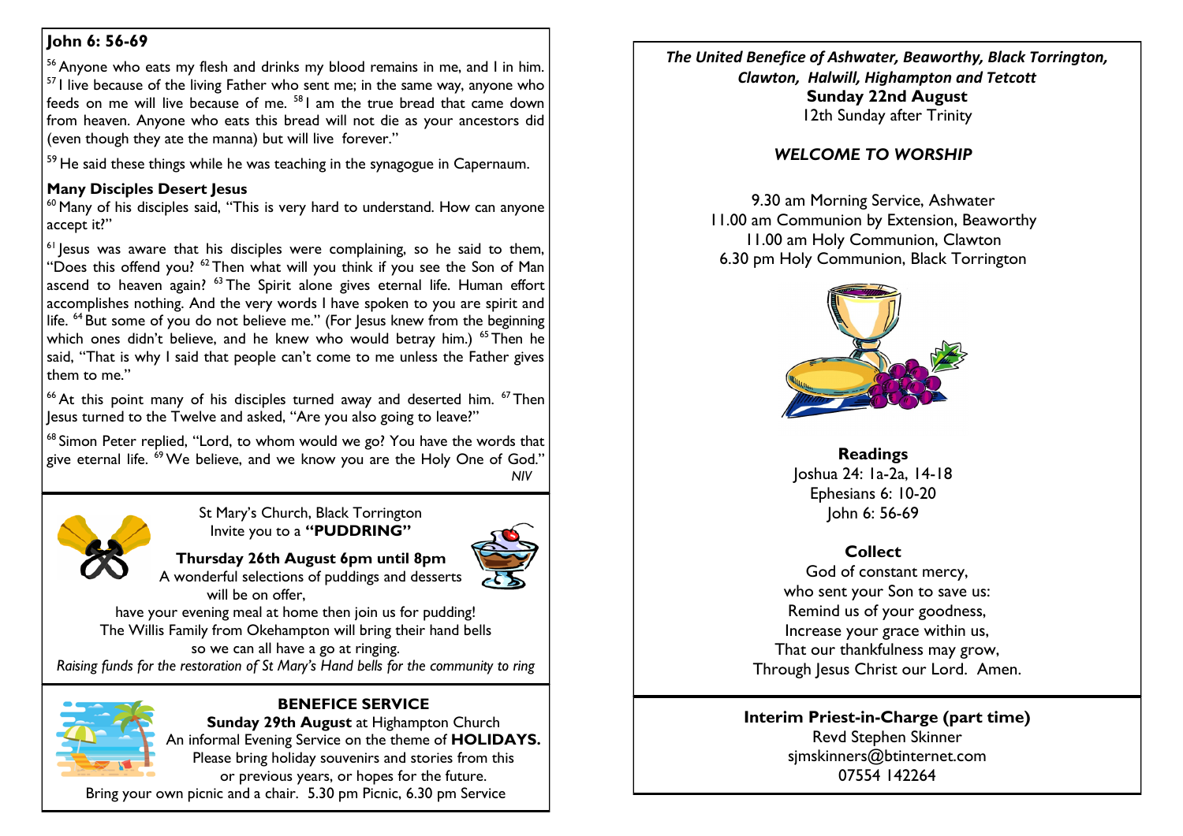## John 6: 56-69

[56] Anyone who eats my flesh and drinks my blood remains in me, and I in him. [57] I live because of the living Father who sent me; in the same way, anyone who feeds on me will live because of me. [58] I am the true bread that came down from heaven. Anyone who eats this bread will not die as your ancestors did (even though they ate the manna) but will live forever."

[59] He said these things while he was teaching in the synagogue in Capernaum.

**Many Disciples Desert Jesus**

[60] Many of his disciples said, "This is very hard to understand. How can anyone accept it?"

[61] Jesus was aware that his disciples were complaining, so he said to them, "Does this offend you? [62] Then what will you think if you see the Son of Man ascend to heaven again? [63] The Spirit alone gives eternal life. Human effort accomplishes nothing. And the very words I have spoken to you are spirit and life. [64] But some of you do not believe me." (For Jesus knew from the beginning which ones didn't believe, and he knew who would betray him.) [65] Then he said, "That is why I said that people can't come to me unless the Father gives them to me."

[66] At this point many of his disciples turned away and deserted him. [67] Then Jesus turned to the Twelve and asked, "Are you also going to leave?"

[68] Simon Peter replied, "Lord, to whom would we go? You have the words that give eternal life. [69] We believe, and we know you are the Holy One of God."

*NIV*

---

St Mary's Church, Black Torrington
Invite you to a **"PUDDRING"**

**Thursday 26th August 6pm until 8pm**

A wonderful selections of puddings and desserts will be on offer,
have your evening meal at home then join us for pudding!
The Willis Family from Okehampton will bring their hand bells so we can all have a go at ringing.

*Raising funds for the restoration of St Mary's Hand bells for the community to ring*

---

**BENEFICE SERVICE**

**Sunday 29th August** at Highampton Church
An informal Evening Service on the theme of **HOLIDAYS.**
Please bring holiday souvenirs and stories from this or previous years, or hopes for the future.
Bring your own picnic and a chair. 5.30 pm Picnic, 6.30 pm Service

---

*The United Benefice of Ashwater, Beaworthy, Black Torrington, Clawton, Halwill, Highampton and Tetcott*

**Sunday 22nd August**
12th Sunday after Trinity

### *WELCOME TO WORSHIP*

9.30 am Morning Service, Ashwater
11.00 am Communion by Extension, Beaworthy
11.00 am Holy Communion, Clawton
6.30 pm Holy Communion, Black Torrington

**Readings**

Joshua 24: 1a-2a, 14-18
Ephesians 6: 10-20
John 6: 56-69

**Collect**

God of constant mercy,
who sent your Son to save us:
Remind us of your goodness,
Increase your grace within us,
That our thankfulness may grow,
Through Jesus Christ our Lord. Amen.

---

**Interim Priest-in-Charge (part time)**

Revd Stephen Skinner
sjmskinners@btinternet.com
07554 142264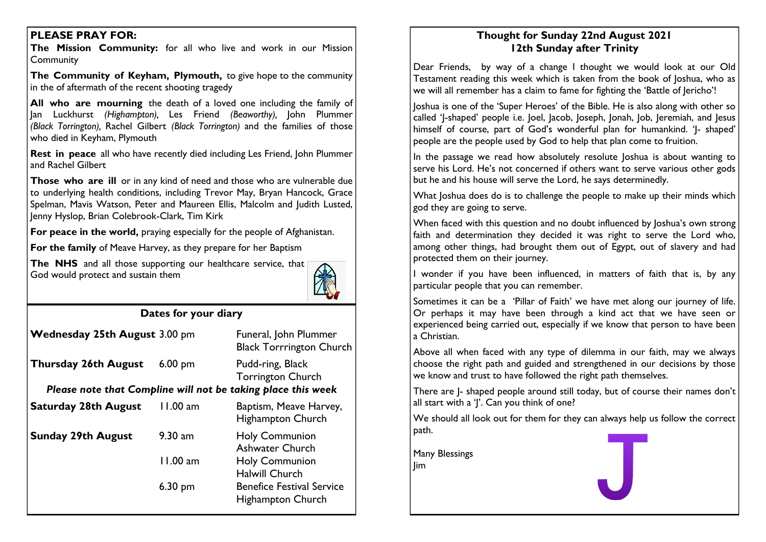## PLEASE PRAY FOR:

**The Mission Community:** for all who live and work in our Mission Community

**The Community of Keyham, Plymouth,** to give hope to the community in the of aftermath of the recent shooting tragedy

**All who are mourning** the death of a loved one including the family of Jan Luckhurst *(Highampton),* Les Friend *(Beaworthy),* John Plummer *(Black Torrington),* Rachel Gilbert *(Black Torrington)* and the families of those who died in Keyham, Plymouth

**Rest in peace** all who have recently died including Les Friend, John Plummer and Rachel Gilbert

**Those who are ill** or in any kind of need and those who are vulnerable due to underlying health conditions, including Trevor May, Bryan Hancock, Grace Spelman, Mavis Watson, Peter and Maureen Ellis, Malcolm and Judith Lusted, Jenny Hyslop, Brian Colebrook-Clark, Tim Kirk

**For peace in the world,** praying especially for the people of Afghanistan.

**For the family** of Meave Harvey, as they prepare for her Baptism

**The NHS** and all those supporting our healthcare service, that God would protect and sustain them

## Dates for your diary

| | | |
|---|---|---|
| **Wednesday 25th August** | 3.00 pm | Funeral, John Plummer Black Torrrington Church |
| **Thursday 26th August** | 6.00 pm | Pudd-ring, Black Torrington Church |

***Please note that Compline will not be taking place this week***

| | | |
|---|---|---|
| **Saturday 28th August** | 11.00 am | Baptism, Meave Harvey, Highampton Church |
| **Sunday 29th August** | 9.30 am | Holy Communion Ashwater Church |
| | 11.00 am | Holy Communion Halwill Church |
| | 6.30 pm | Benefice Festival Service Highampton Church |

## Thought for Sunday 22nd August 2021
## 12th Sunday after Trinity

Dear Friends, by way of a change I thought we would look at our Old Testament reading this week which is taken from the book of Joshua, who as we will all remember has a claim to fame for fighting the 'Battle of Jericho'!

Joshua is one of the 'Super Heroes' of the Bible. He is also along with other so called 'J-shaped' people i.e. Joel, Jacob, Joseph, Jonah, Job, Jeremiah, and Jesus himself of course, part of God's wonderful plan for humankind. 'J- shaped' people are the people used by God to help that plan come to fruition.

In the passage we read how absolutely resolute Joshua is about wanting to serve his Lord. He's not concerned if others want to serve various other gods but he and his house will serve the Lord, he says determinedly.

What Joshua does do is to challenge the people to make up their minds which god they are going to serve.

When faced with this question and no doubt influenced by Joshua's own strong faith and determination they decided it was right to serve the Lord who, among other things, had brought them out of Egypt, out of slavery and had protected them on their journey.

I wonder if you have been influenced, in matters of faith that is, by any particular people that you can remember.

Sometimes it can be a 'Pillar of Faith' we have met along our journey of life. Or perhaps it may have been through a kind act that we have seen or experienced being carried out, especially if we know that person to have been a Christian.

Above all when faced with any type of dilemma in our faith, may we always choose the right path and guided and strengthened in our decisions by those we know and trust to have followed the right path themselves.

There are J- shaped people around still today, but of course their names don't all start with a 'J'. Can you think of one?

We should all look out for them for they can always help us follow the correct path.

Many Blessings
Jim